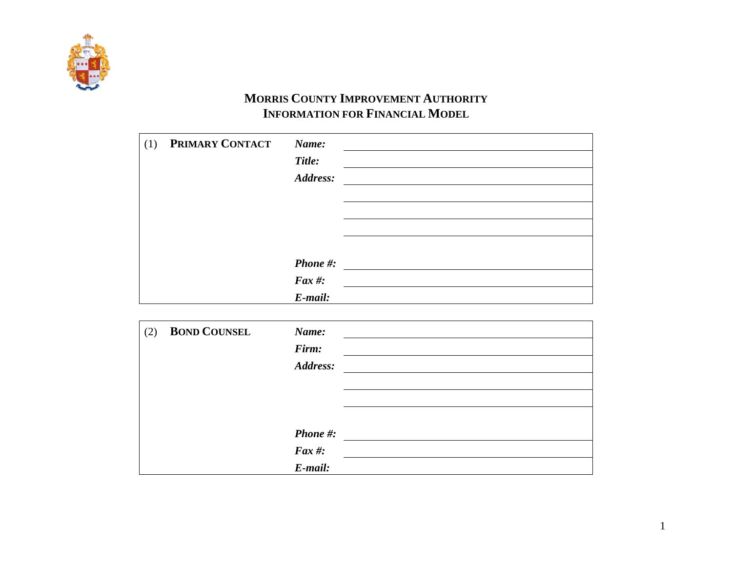# MORRIS COUNTY IMPROVEMENT AUTHORITY
## INFORMATION FOR FINANCIAL MODEL

| | | | |
|---|---|---|---|
| (1) | **PRIMARY CONTACT** | ***Name:*** | |
| | | ***Title:*** | |
| | | ***Address:*** | |
| | | | |
| | | | |
| | | | |
| | | ***Phone #:*** | |
| | | ***Fax #:*** | |
| | | ***E-mail:*** | |

| | | | |
|---|---|---|---|
| (2) | **BOND COUNSEL** | ***Name:*** | |
| | | ***Firm:*** | |
| | | ***Address:*** | |
| | | | |
| | | | |
| | | ***Phone #:*** | |
| | | ***Fax #:*** | |
| | | ***E-mail:*** | |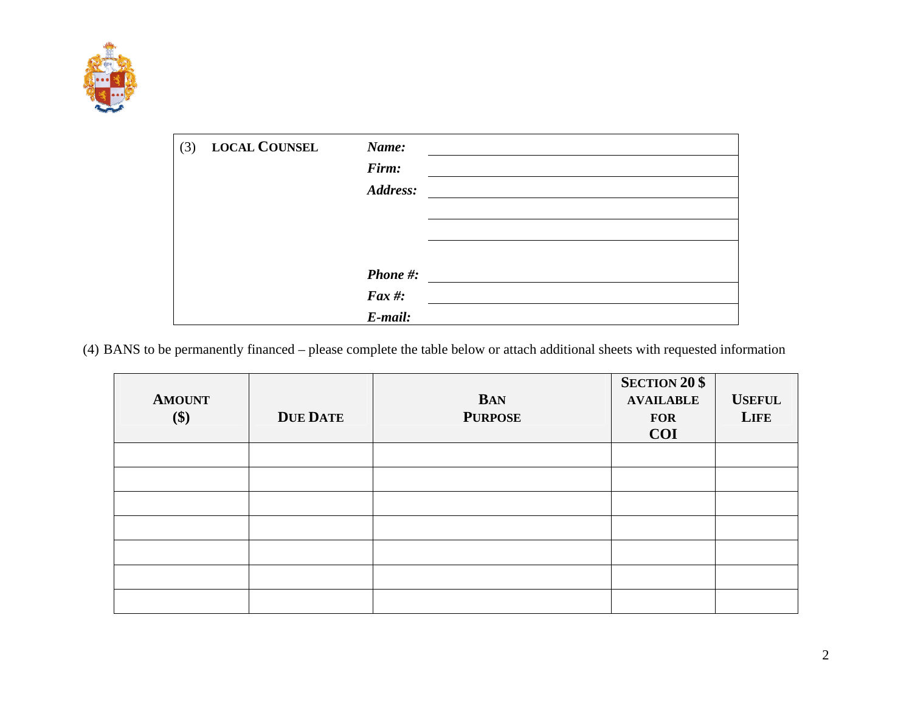| (3) | **LOCAL COUNSEL** | ***Name:*** | |
|---|---|---|---|
| | | ***Firm:*** | |
| | | ***Address:*** | |
| | | | |
| | | | |
| | | ***Phone #:*** | |
| | | ***Fax #:*** | |
| | | ***E-mail:*** | |

(4) BANS to be permanently financed – please complete the table below or attach additional sheets with requested information

| **AMOUNT ($)** | **DUE DATE** | **BAN PURPOSE** | **SECTION 20 $ AVAILABLE FOR COI** | **USEFUL LIFE** |
|---|---|---|---|---|
| | | | | |
| | | | | |
| | | | | |
| | | | | |
| | | | | |
| | | | | |
| | | | | |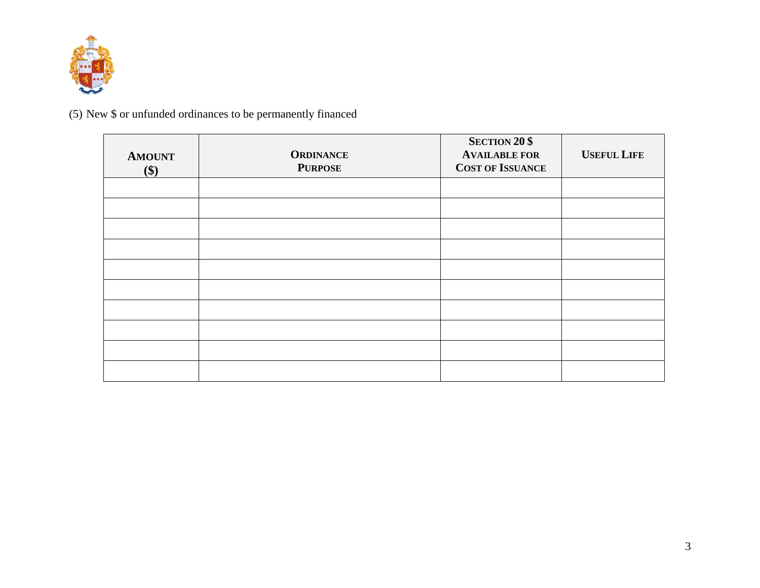(5) New $ or unfunded ordinances to be permanently financed

| **AMOUNT ($)** | **ORDINANCE PURPOSE** | **SECTION 20 $ AVAILABLE FOR COST OF ISSUANCE** | **USEFUL LIFE** |
|---|---|---|---|
| | | | |
| | | | |
| | | | |
| | | | |
| | | | |
| | | | |
| | | | |
| | | | |
| | | | |
| | | | |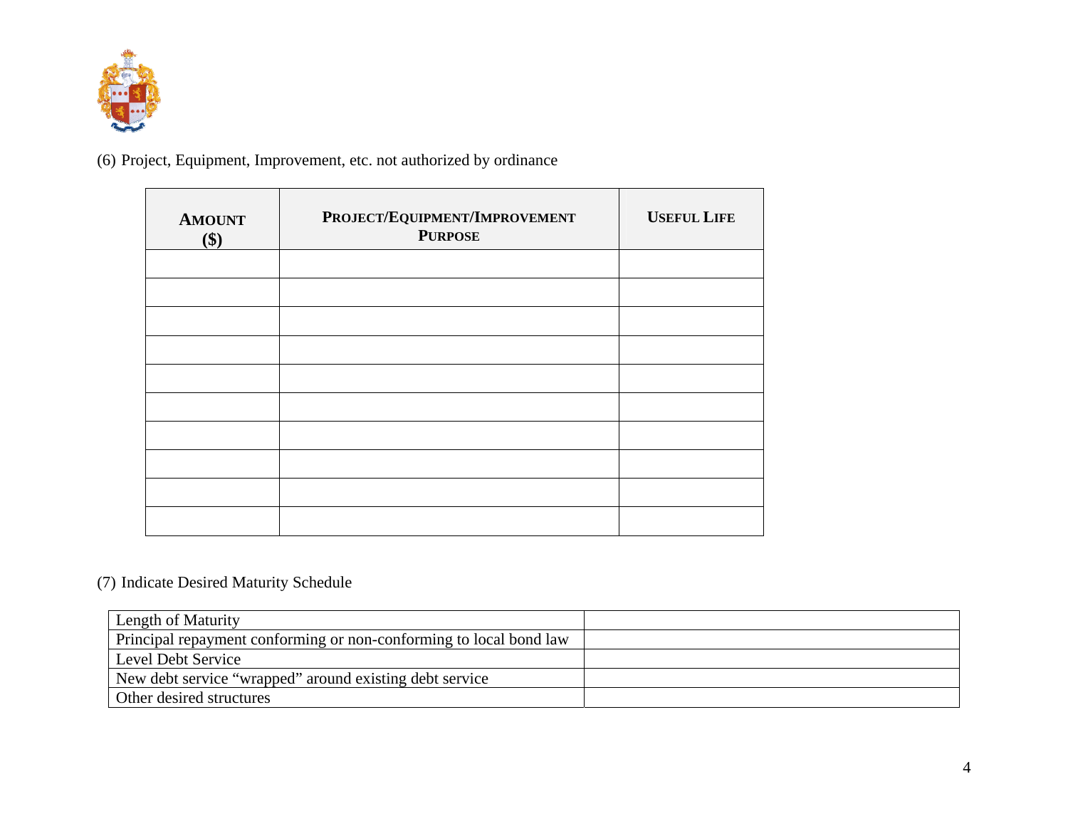(6) Project, Equipment, Improvement, etc. not authorized by ordinance

| **AMOUNT ($)** | **PROJECT/EQUIPMENT/IMPROVEMENT PURPOSE** | **USEFUL LIFE** |
|---|---|---|
| | | |
| | | |
| | | |
| | | |
| | | |
| | | |
| | | |
| | | |
| | | |
| | | |

(7) Indicate Desired Maturity Schedule

| | |
|---|---|
| Length of Maturity | |
| Principal repayment conforming or non-conforming to local bond law | |
| Level Debt Service | |
| New debt service "wrapped" around existing debt service | |
| Other desired structures | |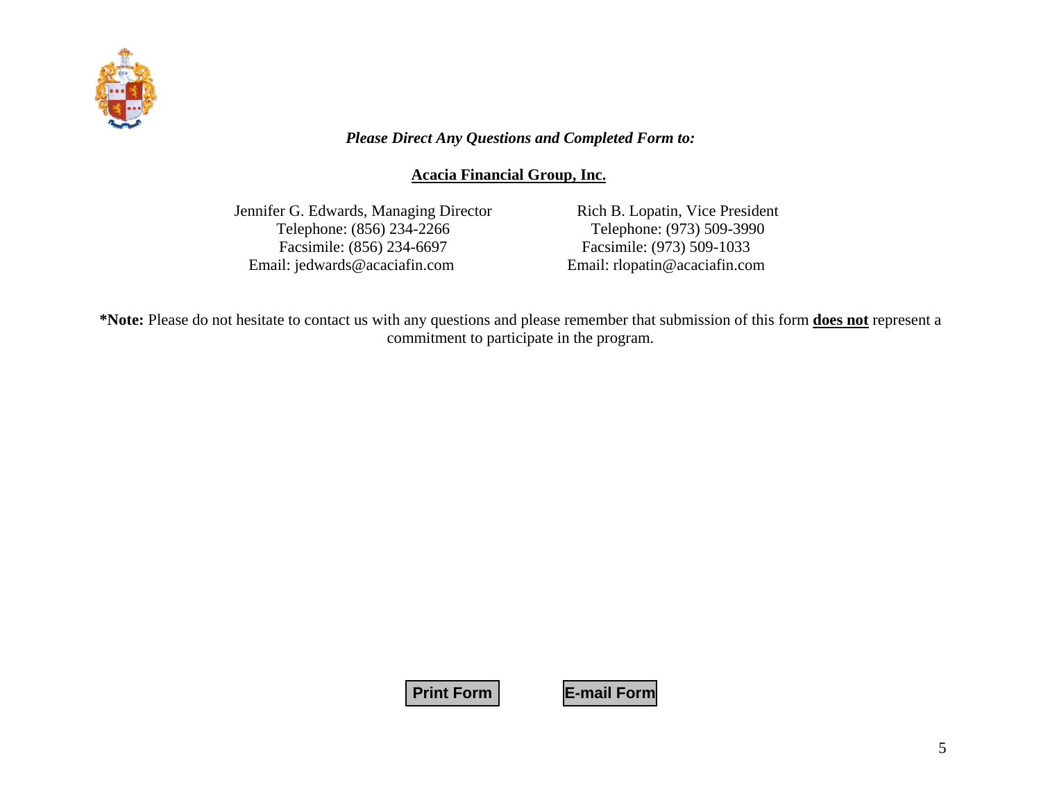***Please Direct Any Questions and Completed Form to:***

**Acacia Financial Group, Inc.**

Jennifer G. Edwards, Managing Director
Telephone: (856) 234-2266
Facsimile: (856) 234-6697
Email: jedwards@acaciafin.com

Rich B. Lopatin, Vice President
Telephone: (973) 509-3990
Facsimile: (973) 509-1033
Email: rlopatin@acaciafin.com

***Note:** Please do not hesitate to contact us with any questions and please remember that submission of this form **does not** represent a commitment to participate in the program.

Print Form

E-mail Form